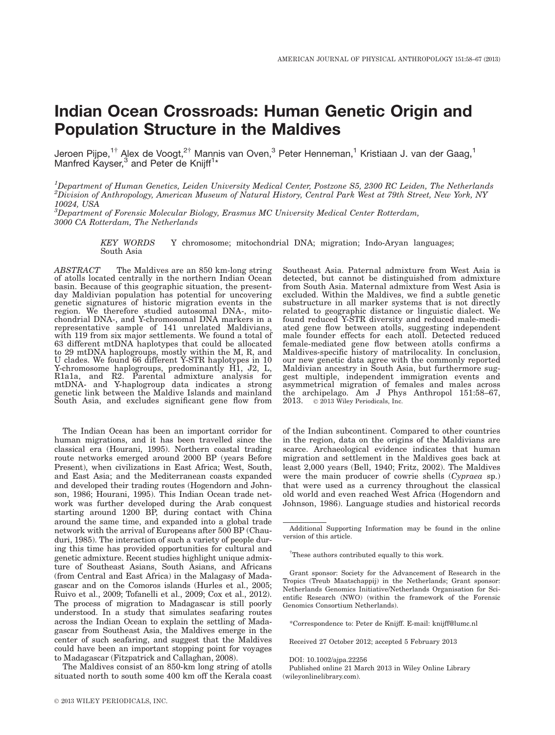# Indian Ocean Crossroads: Human Genetic Origin and Population Structure in the Maldives

Jeroen Pijpe,[1†] Alex de Voogt,[2†] Mannis van Oven,[3] Peter Henneman,[1] Kristiaan J. van der Gaag,[1] Manfred Kayser,[3] and Peter de Knijff[1*]

[1]*Department of Human Genetics, Leiden University Medical Center, Postzone S5, 2300 RC Leiden, The Netherlands*
[2]*Division of Anthropology, American Museum of Natural History, Central Park West at 79th Street, New York, NY 10024, USA*
[3]*Department of Forensic Molecular Biology, Erasmus MC University Medical Center Rotterdam, 3000 CA Rotterdam, The Netherlands*

*KEY WORDS* Y chromosome; mitochondrial DNA; migration; Indo-Aryan languages; South Asia

*ABSTRACT* The Maldives are an 850 km-long string of atolls located centrally in the northern Indian Ocean basin. Because of this geographic situation, the present-day Maldivian population has potential for uncovering genetic signatures of historic migration events in the region. We therefore studied autosomal DNA-, mitochondrial DNA-, and Y-chromosomal DNA markers in a representative sample of 141 unrelated Maldivians, with 119 from six major settlements. We found a total of 63 different mtDNA haplotypes that could be allocated to 29 mtDNA haplogroups, mostly within the M, R, and U clades. We found 66 different Y-STR haplotypes in 10 Y-chromosome haplogroups, predominantly H1, J2, L, R1a1a, and R2. Parental admixture analysis for mtDNA- and Y-haplogroup data indicates a strong genetic link between the Maldive Islands and mainland South Asia, and excludes significant gene flow from Southeast Asia. Paternal admixture from West Asia is detected, but cannot be distinguished from admixture from South Asia. Maternal admixture from West Asia is excluded. Within the Maldives, we find a subtle genetic substructure in all marker systems that is not directly related to geographic distance or linguistic dialect. We found reduced Y-STR diversity and reduced male-mediated gene flow between atolls, suggesting independent male founder effects for each atoll. Detected reduced female-mediated gene flow between atolls confirms a Maldives-specific history of matrilocality. In conclusion, our new genetic data agree with the commonly reported Maldivian ancestry in South Asia, but furthermore suggest multiple, independent immigration events and asymmetrical migration of females and males across the archipelago. Am J Phys Anthropol 151:58–67, 2013. © 2013 Wiley Periodicals, Inc.

The Indian Ocean has been an important corridor for human migrations, and it has been travelled since the classical era (Hourani, 1995). Northern coastal trading route networks emerged around 2000 BP (years Before Present), when civilizations in East Africa; West, South, and East Asia; and the Mediterranean coasts expanded and developed their trading routes (Hogendorn and Johnson, 1986; Hourani, 1995). This Indian Ocean trade network was further developed during the Arab conquest starting around 1200 BP, during contact with China around the same time, and expanded into a global trade network with the arrival of Europeans after 500 BP (Chauduri, 1985). The interaction of such a variety of people during this time has provided opportunities for cultural and genetic admixture. Recent studies highlight unique admixture of Southeast Asians, South Asians, and Africans (from Central and East Africa) in the Malagasy of Madagascar and on the Comoros islands (Hurles et al., 2005; Ruivo et al., 2009; Tofanelli et al., 2009; Cox et al., 2012). The process of migration to Madagascar is still poorly understood. In a study that simulates seafaring routes across the Indian Ocean to explain the settling of Madagascar from Southeast Asia, the Maldives emerge in the center of such seafaring, and suggest that the Maldives could have been an important stopping point for voyages to Madagascar (Fitzpatrick and Callaghan, 2008).

The Maldives consist of an 850-km long string of atolls situated north to south some 400 km off the Kerala coast of the Indian subcontinent. Compared to other countries in the region, data on the origins of the Maldivians are scarce. Archaeological evidence indicates that human migration and settlement in the Maldives goes back at least 2,000 years (Bell, 1940; Fritz, 2002). The Maldives were the main producer of cowrie shells (*Cypraea* sp.) that were used as a currency throughout the classical old world and even reached West Africa (Hogendorn and Johnson, 1986). Language studies and historical records

---

Additional Supporting Information may be found in the online version of this article.

†These authors contributed equally to this work.

Grant sponsor: Society for the Advancement of Research in the Tropics (Treub Maatschappij) in the Netherlands; Grant sponsor: Netherlands Genomics Initiative/Netherlands Organisation for Scientific Research (NWO) (within the framework of the Forensic Genomics Consortium Netherlands).

*Correspondence to: Peter de Knijff. E-mail: knijff@lumc.nl

Received 27 October 2012; accepted 5 February 2013

DOI: 10.1002/ajpa.22256
Published online 21 March 2013 in Wiley Online Library (wileyonlinelibrary.com).

© 2013 WILEY PERIODICALS, INC.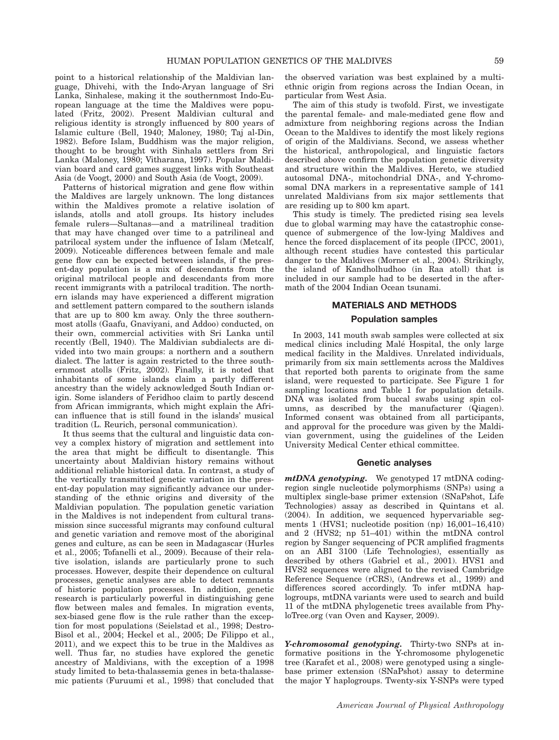point to a historical relationship of the Maldivian language, Dhivehi, with the Indo-Aryan language of Sri Lanka, Sinhalese, making it the southernmost Indo-European language at the time the Maldives were populated (Fritz, 2002). Present Maldivian cultural and religious identity is strongly influenced by 800 years of Islamic culture (Bell, 1940; Maloney, 1980; Taj al-Din, 1982). Before Islam, Buddhism was the major religion, thought to be brought with Sinhala settlers from Sri Lanka (Maloney, 1980; Vitharana, 1997). Popular Maldivian board and card games suggest links with Southeast Asia (de Voogt, 2000) and South Asia (de Voogt, 2009).

Patterns of historical migration and gene flow within the Maldives are largely unknown. The long distances within the Maldives promote a relative isolation of islands, atolls and atoll groups. Its history includes female rulers—Sultanas—and a matrilineal tradition that may have changed over time to a patrilineal and patrilocal system under the influence of Islam (Metcalf, 2009). Noticeable differences between female and male gene flow can be expected between islands, if the present-day population is a mix of descendants from the original matrilocal people and descendants from more recent immigrants with a patrilocal tradition. The northern islands may have experienced a different migration and settlement pattern compared to the southern islands that are up to 800 km away. Only the three southernmost atolls (Gaafu, Gnaviyani, and Addoo) conducted, on their own, commercial activities with Sri Lanka until recently (Bell, 1940). The Maldivian subdialects are divided into two main groups: a northern and a southern dialect. The latter is again restricted to the three southernmost atolls (Fritz, 2002). Finally, it is noted that inhabitants of some islands claim a partly different ancestry than the widely acknowledged South Indian origin. Some islanders of Feridhoo claim to partly descend from African immigrants, which might explain the African influence that is still found in the islands' musical tradition (L. Reurich, personal communication).

It thus seems that the cultural and linguistic data convey a complex history of migration and settlement into the area that might be difficult to disentangle. This uncertainty about Maldivian history remains without additional reliable historical data. In contrast, a study of the vertically transmitted genetic variation in the present-day population may significantly advance our understanding of the ethnic origins and diversity of the Maldivian population. The population genetic variation in the Maldives is not independent from cultural transmission since successful migrants may confound cultural and genetic variation and remove most of the aboriginal genes and culture, as can be seen in Madagascar (Hurles et al., 2005; Tofanelli et al., 2009). Because of their relative isolation, islands are particularly prone to such processes. However, despite their dependence on cultural processes, genetic analyses are able to detect remnants of historic population processes. In addition, genetic research is particularly powerful in distinguishing gene flow between males and females. In migration events, sex-biased gene flow is the rule rather than the exception for most populations (Seielstad et al., 1998; Destro-Bisol et al., 2004; Heckel et al., 2005; De Filippo et al., 2011), and we expect this to be true in the Maldives as well. Thus far, no studies have explored the genetic ancestry of Maldivians, with the exception of a 1998 study limited to beta-thalassemia genes in beta-thalassemic patients (Furuumi et al., 1998) that concluded that the observed variation was best explained by a multi-ethnic origin from regions across the Indian Ocean, in particular from West Asia.

The aim of this study is twofold. First, we investigate the parental female- and male-mediated gene flow and admixture from neighboring regions across the Indian Ocean to the Maldives to identify the most likely regions of origin of the Maldivians. Second, we assess whether the historical, anthropological, and linguistic factors described above confirm the population genetic diversity and structure within the Maldives. Hereto, we studied autosomal DNA-, mitochondrial DNA-, and Y-chromosomal DNA markers in a representative sample of 141 unrelated Maldivians from six major settlements that are residing up to 800 km apart.

This study is timely. The predicted rising sea levels due to global warming may have the catastrophic consequence of submergence of the low-lying Maldives and hence the forced displacement of its people (IPCC, 2001), although recent studies have contested this particular danger to the Maldives (Morner et al., 2004). Strikingly, the island of Kandholhudhoo (in Raa atoll) that is included in our sample had to be deserted in the aftermath of the 2004 Indian Ocean tsunami.

## MATERIALS AND METHODS

### Population samples

In 2003, 141 mouth swab samples were collected at six medical clinics including Malé Hospital, the only large medical facility in the Maldives. Unrelated individuals, primarily from six main settlements across the Maldives that reported both parents to originate from the same island, were requested to participate. See Figure 1 for sampling locations and Table 1 for population details. DNA was isolated from buccal swabs using spin columns, as described by the manufacturer (Qiagen). Informed consent was obtained from all participants, and approval for the procedure was given by the Maldivian government, using the guidelines of the Leiden University Medical Center ethical committee.

### Genetic analyses

***mtDNA genotyping.*** We genotyped 17 mtDNA coding-region single nucleotide polymorphisms (SNPs) using a multiplex single-base primer extension (SNaPshot, Life Technologies) assay as described in Quintans et al. (2004). In addition, we sequenced hypervariable segments 1 (HVS1; nucleotide position (np) 16,001–16,410) and 2 (HVS2; np 51–401) within the mtDNA control region by Sanger sequencing of PCR amplified fragments on an ABI 3100 (Life Technologies), essentially as described by others (Gabriel et al., 2001). HVS1 and HVS2 sequences were aligned to the revised Cambridge Reference Sequence (rCRS), (Andrews et al., 1999) and differences scored accordingly. To infer mtDNA haplogroups, mtDNA variants were used to search and build 11 of the mtDNA phylogenetic trees available from PhyloTree.org (van Oven and Kayser, 2009).

***Y-chromosomal genotyping.*** Thirty-two SNPs at informative positions in the Y-chromosome phylogenetic tree (Karafet et al., 2008) were genotyped using a single-base primer extension (SNaPshot) assay to determine the major Y haplogroups. Twenty-six Y-SNPs were typed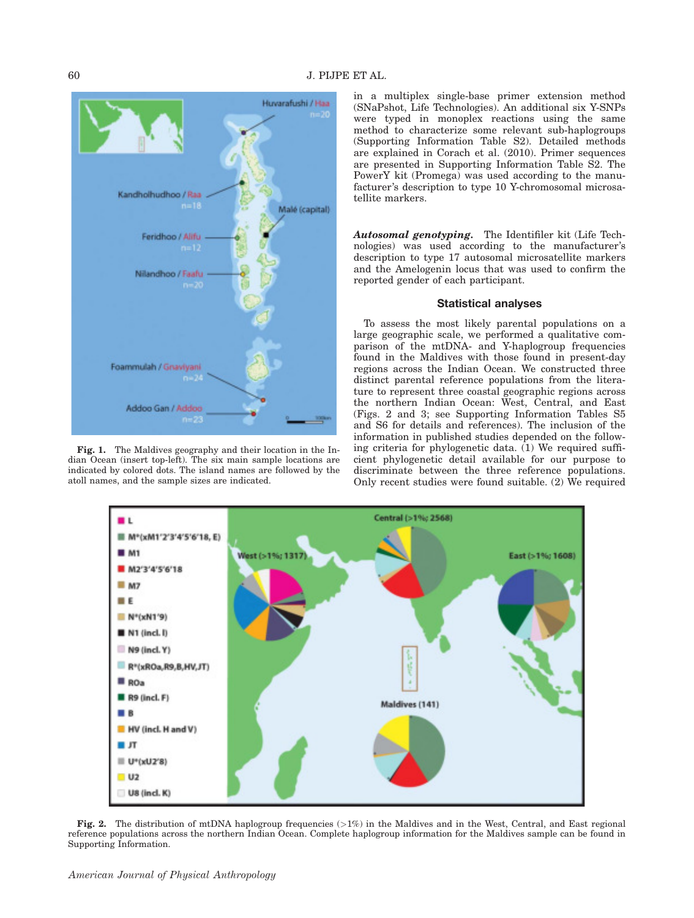**Fig. 1.** The Maldives geography and their location in the Indian Ocean (insert top-left). The six main sample locations are indicated by colored dots. The island names are followed by the atoll names, and the sample sizes are indicated.

in a multiplex single-base primer extension method (SNaPshot, Life Technologies). An additional six Y-SNPs were typed in monoplex reactions using the same method to characterize some relevant sub-haplogroups (Supporting Information Table S2). Detailed methods are explained in Corach et al. (2010). Primer sequences are presented in Supporting Information Table S2. The PowerY kit (Promega) was used according to the manufacturer's description to type 10 Y-chromosomal microsatellite markers.

***Autosomal genotyping.*** The Identifiler kit (Life Technologies) was used according to the manufacturer's description to type 17 autosomal microsatellite markers and the Amelogenin locus that was used to confirm the reported gender of each participant.

### Statistical analyses

To assess the most likely parental populations on a large geographic scale, we performed a qualitative comparison of the mtDNA- and Y-haplogroup frequencies found in the Maldives with those found in present-day regions across the Indian Ocean. We constructed three distinct parental reference populations from the literature to represent three coastal geographic regions across the northern Indian Ocean: West, Central, and East (Figs. 2 and 3; see Supporting Information Tables S5 and S6 for details and references). The inclusion of the information in published studies depended on the following criteria for phylogenetic data. (1) We required sufficient phylogenetic detail available for our purpose to discriminate between the three reference populations. Only recent studies were found suitable. (2) We required

**Fig. 2.** The distribution of mtDNA haplogroup frequencies (>1%) in the Maldives and in the West, Central, and East regional reference populations across the northern Indian Ocean. Complete haplogroup information for the Maldives sample can be found in Supporting Information.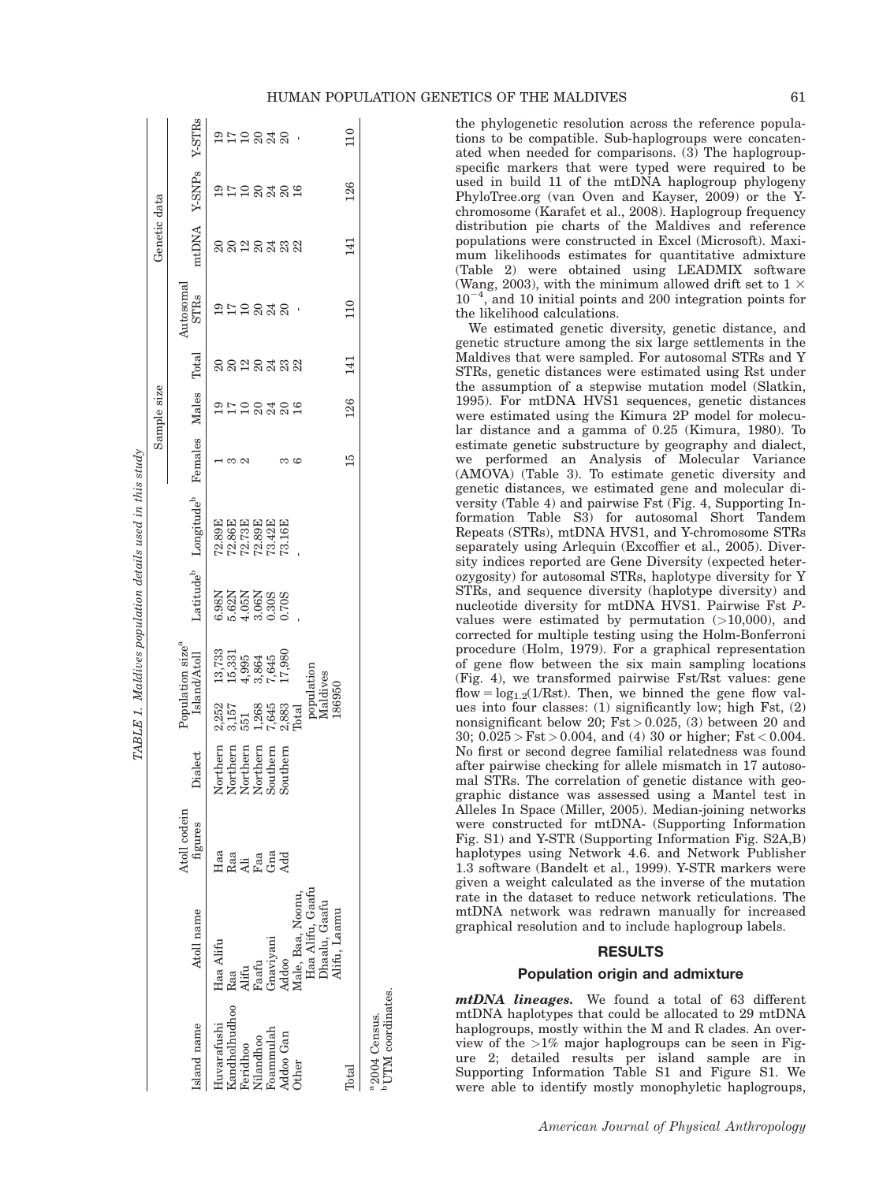TABLE 1. Maldives population details used in this study

| Island name | Atoll name | Atoll codein figures | Dialect | Population size[a] Island/Atoll | | Latitude[b] | Longitude[b] | Sample size | | | Autosomal STRs | Genetic data | | |
|---|---|---|---|---|---|---|---|---|---|---|---|---|---|---|
| | | | | | | | | Females | Males | Total | | mtDNA | Y-SNPs | Y-STRs |
| Huvarafushi | Haa Alifu | Haa | Northern | 2,252 | 13,733 | 6.98N | 72.89E | 1 | 19 | 20 | 19 | 20 | 19 | 19 |
| Kandholhudhoo | Raa | Raa | Northern | 3,157 | 15,331 | 5.62N | 72.86E | 3 | 17 | 20 | 17 | 20 | 17 | 17 |
| Feridhoo | Alifu | Ali | Northern | 551 | 4,995 | 4.05N | 72.73E | 2 | 10 | 12 | 10 | 12 | 10 | 10 |
| Nilandhoo | Faafu | Faa | Northern | 1,268 | 3,864 | 3.06N | 72.89E | | 20 | 20 | 20 | 20 | 20 | 20 |
| Foammulah | Gnaviyani | Gna | Southern | 7,645 | 7,645 | 0.30S | 73.42E | | 24 | 24 | 24 | 24 | 24 | 24 |
| Addoo Gan | Addoo | Add | Southern | 2,883 | 17,980 | 0.70S | 73.16E | 3 | 20 | 23 | 20 | 23 | 20 | 20 |
| Other | Male, Baa, Noonu, Haa Alifu, Gaafu Dhaalu, Gaafu Alifu, Laamu | | | Total population Maldives 186950 | | - | - | 6 | 16 | 22 | - | 22 | 16 | - |
| Total | | | | | | | | 15 | 126 | 141 | 110 | 141 | 126 | 110 |

[a]2004 Census.
[b]UTM coordinates.

the phylogenetic resolution across the reference populations to be compatible. Sub-haplogroups were concatenated when needed for comparisons. (3) The haplogroup-specific markers that were typed were required to be used in build 11 of the mtDNA haplogroup phylogeny PhyloTree.org (van Oven and Kayser, 2009) or the Y-chromosome (Karafet et al., 2008). Haplogroup frequency distribution pie charts of the Maldives and reference populations were constructed in Excel (Microsoft). Maximum likelihoods estimates for quantitative admixture (Table 2) were obtained using LEADMIX software (Wang, 2003), with the minimum allowed drift set to $1 \times 10^{-4}$, and 10 initial points and 200 integration points for the likelihood calculations.

We estimated genetic diversity, genetic distance, and genetic structure among the six large settlements in the Maldives that were sampled. For autosomal STRs and Y STRs, genetic distances were estimated using Rst under the assumption of a stepwise mutation model (Slatkin, 1995). For mtDNA HVS1 sequences, genetic distances were estimated using the Kimura 2P model for molecular distance and a gamma of 0.25 (Kimura, 1980). To estimate genetic substructure by geography and dialect, we performed an Analysis of Molecular Variance (AMOVA) (Table 3). To estimate genetic diversity and genetic distances, we estimated gene and molecular diversity (Table 4) and pairwise Fst (Fig. 4, Supporting Information Table S3) for autosomal Short Tandem Repeats (STRs), mtDNA HVS1, and Y-chromosome STRs separately using Arlequin (Excoffier et al., 2005). Diversity indices reported are Gene Diversity (expected heterozygosity) for autosomal STRs, haplotype diversity for Y STRs, and sequence diversity (haplotype diversity) and nucleotide diversity for mtDNA HVS1. Pairwise Fst $P$-values were estimated by permutation (>10,000), and corrected for multiple testing using the Holm-Bonferroni procedure (Holm, 1979). For a graphical representation of gene flow between the six main sampling locations (Fig. 4), we transformed pairwise Fst/Rst values: gene flow = $\log_{1.2}(1/\text{Rst})$. Then, we binned the gene flow values into four classes: (1) significantly low; high Fst, (2) nonsignificant below 20; Fst > 0.025, (3) between 20 and 30; 0.025 > Fst > 0.004, and (4) 30 or higher; Fst < 0.004. No first or second degree familial relatedness was found after pairwise checking for allele mismatch in 17 autosomal STRs. The correlation of genetic distance with geographic distance was assessed using a Mantel test in Alleles In Space (Miller, 2005). Median-joining networks were constructed for mtDNA- (Supporting Information Fig. S1) and Y-STR (Supporting Information Fig. S2A,B) haplotypes using Network 4.6. and Network Publisher 1.3 software (Bandelt et al., 1999). Y-STR markers were given a weight calculated as the inverse of the mutation rate in the dataset to reduce network reticulations. The mtDNA network was redrawn manually for increased graphical resolution and to include haplogroup labels.

## RESULTS

### Population origin and admixture

***mtDNA lineages.*** We found a total of 63 different mtDNA haplotypes that could be allocated to 29 mtDNA haplogroups, mostly within the M and R clades. An overview of the >1% major haplogroups can be seen in Figure 2; detailed results per island sample are in Supporting Information Table S1 and Figure S1. We were able to identify mostly monophyletic haplogroups,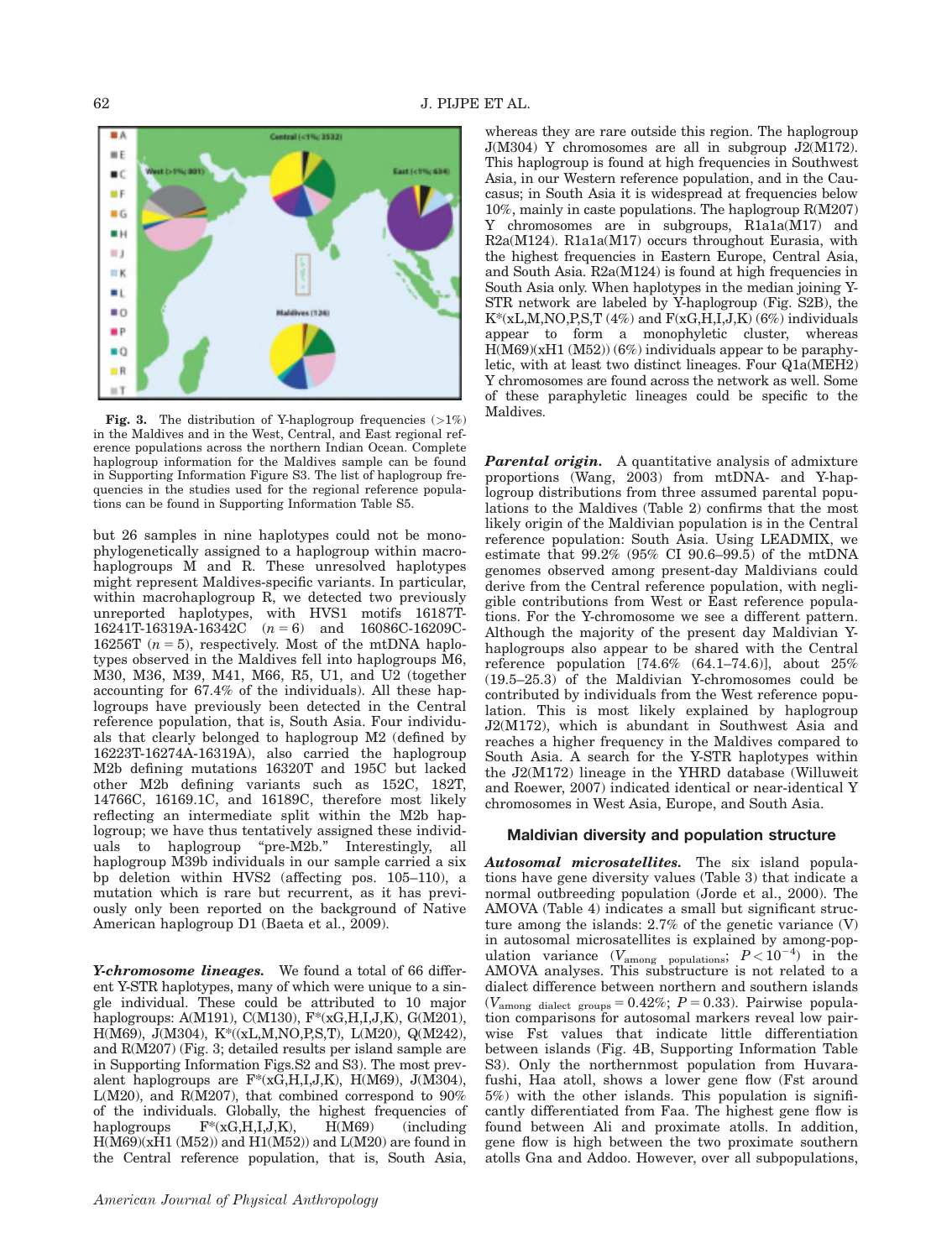**Fig. 3.** The distribution of Y-haplogroup frequencies (>1%) in the Maldives and in the West, Central, and East regional reference populations across the northern Indian Ocean. Complete haplogroup information for the Maldives sample can be found in Supporting Information Figure S3. The list of haplogroup frequencies in the studies used for the regional reference populations can be found in Supporting Information Table S5.

but 26 samples in nine haplotypes could not be monophylogenetically assigned to a haplogroup within macrohaplogroups M and R. These unresolved haplotypes might represent Maldives-specific variants. In particular, within macrohaplogroup R, we detected two previously unreported haplotypes, with HVS1 motifs 16187T-16241T-16319A-16342C ($n = 6$) and 16086C-16209C-16256T ($n = 5$), respectively. Most of the mtDNA haplotypes observed in the Maldives fell into haplogroups M6, M30, M36, M39, M41, M66, R5, U1, and U2 (together accounting for 67.4% of the individuals). All these haplogroups have previously been detected in the Central reference population, that is, South Asia. Four individuals that clearly belonged to haplogroup M2 (defined by 16223T-16274A-16319A), also carried the haplogroup M2b defining mutations 16320T and 195C but lacked other M2b defining variants such as 152C, 182T, 14766C, 16169.1C, and 16189C, therefore most likely reflecting an intermediate split within the M2b haplogroup; we have thus tentatively assigned these individuals to haplogroup "pre-M2b." Interestingly, all haplogroup M39b individuals in our sample carried a six bp deletion within HVS2 (affecting pos. 105–110), a mutation which is rare but recurrent, as it has previously only been reported on the background of Native American haplogroup D1 (Baeta et al., 2009).

***Y-chromosome lineages.*** We found a total of 66 different Y-STR haplotypes, many of which were unique to a single individual. These could be attributed to 10 major haplogroups: A(M191), C(M130), F*(xG,H,I,J,K), G(M201), H(M69), J(M304), K*((xL,M,NO,P,S,T), L(M20), Q(M242), and R(M207) (Fig. 3; detailed results per island sample are in Supporting Information Figs.S2 and S3). The most prevalent haplogroups are F*(xG,H,I,J,K), H(M69), J(M304), L(M20), and R(M207), that combined correspond to 90% of the individuals. Globally, the highest frequencies of haplogroups F*(xG,H,I,J,K), H(M69) (including H(M69)(xH1 (M52)) and H1(M52)) and L(M20) are found in the Central reference population, that is, South Asia, whereas they are rare outside this region. The haplogroup J(M304) Y chromosomes are all in subgroup J2(M172). This haplogroup is found at high frequencies in Southwest Asia, in our Western reference population, and in the Caucasus; in South Asia it is widespread at frequencies below 10%, mainly in caste populations. The haplogroup R(M207) Y chromosomes are in subgroups, R1a1a(M17) and R2a(M124). R1a1a(M17) occurs throughout Eurasia, with the highest frequencies in Eastern Europe, Central Asia, and South Asia. R2a(M124) is found at high frequencies in South Asia only. When haplotypes in the median joining Y-STR network are labeled by Y-haplogroup (Fig. S2B), the K*(xL,M,NO,P,S,T (4%) and F(xG,H,I,J,K) (6%) individuals appear to form a monophyletic cluster, whereas H(M69)(xH1 (M52)) (6%) individuals appear to be paraphyletic, with at least two distinct lineages. Four Q1a(MEH2) Y chromosomes are found across the network as well. Some of these paraphyletic lineages could be specific to the Maldives.

***Parental origin.*** A quantitative analysis of admixture proportions (Wang, 2003) from mtDNA- and Y-haplogroup distributions from three assumed parental populations to the Maldives (Table 2) confirms that the most likely origin of the Maldivian population is in the Central reference population: South Asia. Using LEADMIX, we estimate that 99.2% (95% CI 90.6–99.5) of the mtDNA genomes observed among present-day Maldivians could derive from the Central reference population, with negligible contributions from West or East reference populations. For the Y-chromosome we see a different pattern. Although the majority of the present day Maldivian Y-haplogroups also appear to be shared with the Central reference population [74.6% (64.1–74.6)], about 25% (19.5–25.3) of the Maldivian Y-chromosomes could be contributed by individuals from the West reference population. This is most likely explained by haplogroup J2(M172), which is abundant in Southwest Asia and reaches a higher frequency in the Maldives compared to South Asia. A search for the Y-STR haplotypes within the J2(M172) lineage in the YHRD database (Willuweit and Roewer, 2007) indicated identical or near-identical Y chromosomes in West Asia, Europe, and South Asia.

### Maldivian diversity and population structure

***Autosomal microsatellites.*** The six island populations have gene diversity values (Table 3) that indicate a normal outbreeding population (Jorde et al., 2000). The AMOVA (Table 4) indicates a small but significant structure among the islands: 2.7% of the genetic variance (V) in autosomal microsatellites is explained by among-population variance ($V_{\text{among populations}}$; $P < 10^{-4}$) in the AMOVA analyses. This substructure is not related to a dialect difference between northern and southern islands ($V_{\text{among dialect groups}} = 0.42\%$; $P = 0.33$). Pairwise population comparisons for autosomal markers reveal low pairwise Fst values that indicate little differentiation between islands (Fig. 4B, Supporting Information Table S3). Only the northernmost population from Huvarafushi, Haa atoll, shows a lower gene flow (Fst around 5%) with the other islands. This population is significantly differentiated from Faa. The highest gene flow is found between Ali and proximate atolls. In addition, gene flow is high between the two proximate southern atolls Gna and Addoo. However, over all subpopulations,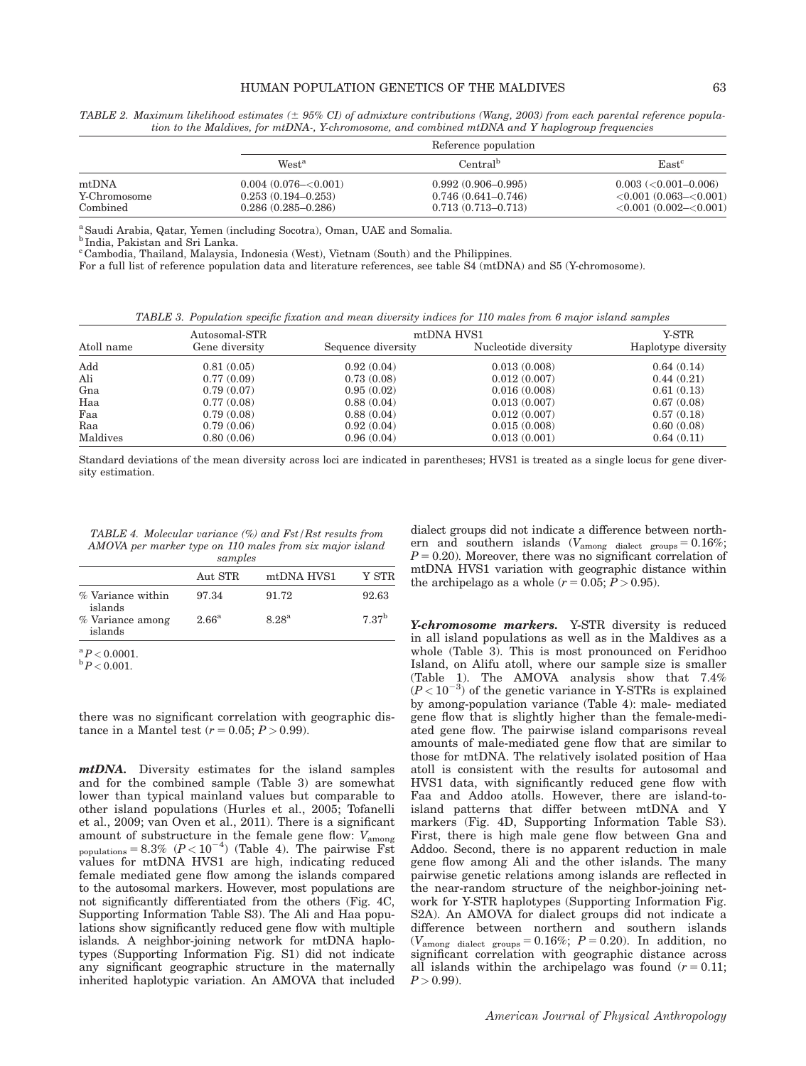*TABLE 2. Maximum likelihood estimates (± 95% CI) of admixture contributions (Wang, 2003) from each parental reference population to the Maldives, for mtDNA-, Y-chromosome, and combined mtDNA and Y haplogroup frequencies*

| | Reference population | | |
|---|---|---|---|
| | West[a] | Central[b] | East[c] |
| mtDNA | 0.004 (0.076–<0.001) | 0.992 (0.906–0.995) | 0.003 (<0.001–0.006) |
| Y-Chromosome | 0.253 (0.194–0.253) | 0.746 (0.641–0.746) | <0.001 (0.063–<0.001) |
| Combined | 0.286 (0.285–0.286) | 0.713 (0.713–0.713) | <0.001 (0.002–<0.001) |

[a] Saudi Arabia, Qatar, Yemen (including Socotra), Oman, UAE and Somalia.
[b] India, Pakistan and Sri Lanka.
[c] Cambodia, Thailand, Malaysia, Indonesia (West), Vietnam (South) and the Philippines.
For a full list of reference population data and literature references, see table S4 (mtDNA) and S5 (Y-chromosome).

*TABLE 3. Population specific fixation and mean diversity indices for 110 males from 6 major island samples*

| Atoll name | Autosomal-STR Gene diversity | mtDNA HVS1 Sequence diversity | mtDNA HVS1 Nucleotide diversity | Y-STR Haplotype diversity |
|---|---|---|---|---|
| Add | 0.81 (0.05) | 0.92 (0.04) | 0.013 (0.008) | 0.64 (0.14) |
| Ali | 0.77 (0.09) | 0.73 (0.08) | 0.012 (0.007) | 0.44 (0.21) |
| Gna | 0.79 (0.07) | 0.95 (0.02) | 0.016 (0.008) | 0.61 (0.13) |
| Haa | 0.77 (0.08) | 0.88 (0.04) | 0.013 (0.007) | 0.67 (0.08) |
| Faa | 0.79 (0.08) | 0.88 (0.04) | 0.012 (0.007) | 0.57 (0.18) |
| Raa | 0.79 (0.06) | 0.92 (0.04) | 0.015 (0.008) | 0.60 (0.08) |
| Maldives | 0.80 (0.06) | 0.96 (0.04) | 0.013 (0.001) | 0.64 (0.11) |

Standard deviations of the mean diversity across loci are indicated in parentheses; HVS1 is treated as a single locus for gene diversity estimation.

*TABLE 4. Molecular variance (%) and Fst/Rst results from AMOVA per marker type on 110 males from six major island samples*

| | Aut STR | mtDNA HVS1 | Y STR |
|---|---|---|---|
| % Variance within islands | 97.34 | 91.72 | 92.63 |
| % Variance among islands | 2.66[a] | 8.28[a] | 7.37[b] |

[a] $P < 0.0001$.
[b] $P < 0.001$.

there was no significant correlation with geographic distance in a Mantel test ($r = 0.05$; $P > 0.99$).

***mtDNA.*** Diversity estimates for the island samples and for the combined sample (Table 3) are somewhat lower than typical mainland values but comparable to other island populations (Hurles et al., 2005; Tofanelli et al., 2009; van Oven et al., 2011). There is a significant amount of substructure in the female gene flow: $V_{\text{among populations}} = 8.3\%$ ($P < 10^{-4}$) (Table 4). The pairwise Fst values for mtDNA HVS1 are high, indicating reduced female mediated gene flow among the islands compared to the autosomal markers. However, most populations are not significantly differentiated from the others (Fig. 4C, Supporting Information Table S3). The Ali and Haa populations show significantly reduced gene flow with multiple islands. A neighbor-joining network for mtDNA haplotypes (Supporting Information Fig. S1) did not indicate any significant geographic structure in the maternally inherited haplotypic variation. An AMOVA that included dialect groups did not indicate a difference between northern and southern islands ($V_{\text{among dialect groups}} = 0.16\%$; $P = 0.20$). Moreover, there was no significant correlation of mtDNA HVS1 variation with geographic distance within the archipelago as a whole ($r = 0.05$; $P > 0.95$).

***Y-chromosome markers.*** Y-STR diversity is reduced in all island populations as well as in the Maldives as a whole (Table 3). This is most pronounced on Feridhoo Island, on Alifu atoll, where our sample size is smaller (Table 1). The AMOVA analysis show that 7.4% ($P < 10^{-3}$) of the genetic variance in Y-STRs is explained by among-population variance (Table 4): male- mediated gene flow that is slightly higher than the female-mediated gene flow. The pairwise island comparisons reveal amounts of male-mediated gene flow that are similar to those for mtDNA. The relatively isolated position of Haa atoll is consistent with the results for autosomal and HVS1 data, with significantly reduced gene flow with Faa and Addoo atolls. However, there are island-to-island patterns that differ between mtDNA and Y markers (Fig. 4D, Supporting Information Table S3). First, there is high male gene flow between Gna and Addoo. Second, there is no apparent reduction in male gene flow among Ali and the other islands. The many pairwise genetic relations among islands are reflected in the near-random structure of the neighbor-joining network for Y-STR haplotypes (Supporting Information Fig. S2A). An AMOVA for dialect groups did not indicate a difference between northern and southern islands ($V_{\text{among dialect groups}} = 0.16\%$; $P = 0.20$). In addition, no significant correlation with geographic distance across all islands within the archipelago was found ($r = 0.11$; $P > 0.99$).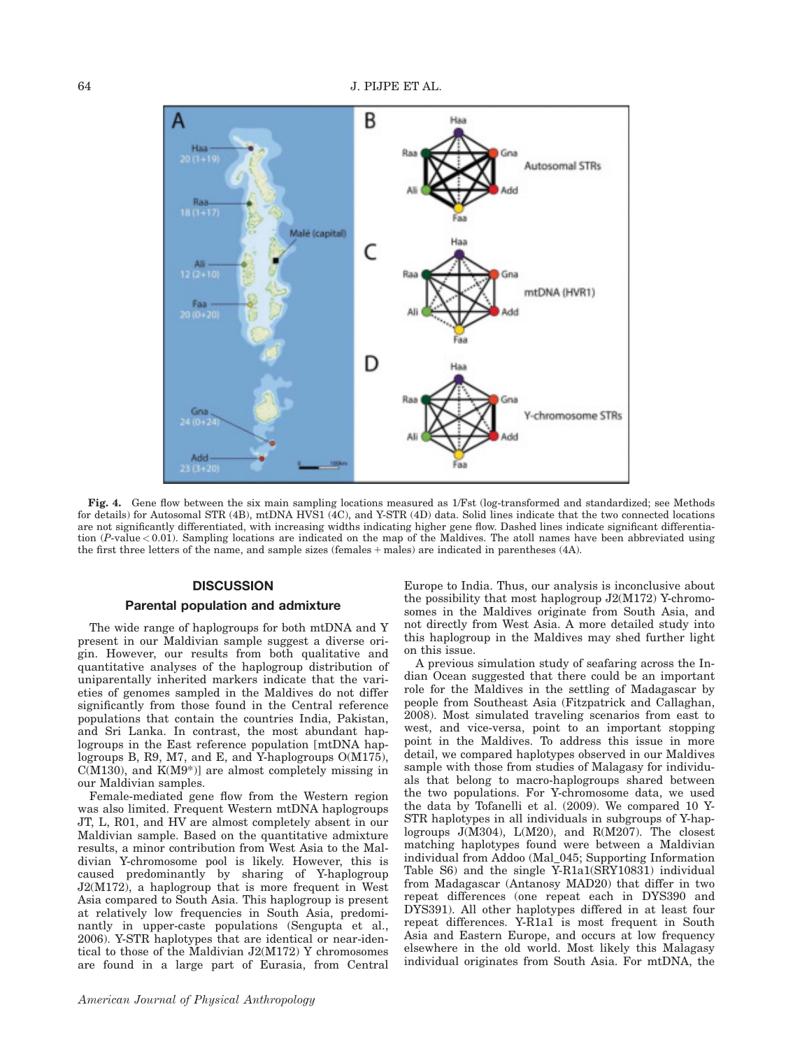**Fig. 4.** Gene flow between the six main sampling locations measured as 1/Fst (log-transformed and standardized; see Methods for details) for Autosomal STR (4B), mtDNA HVS1 (4C), and Y-STR (4D) data. Solid lines indicate that the two connected locations are not significantly differentiated, with increasing widths indicating higher gene flow. Dashed lines indicate significant differentiation ($P$-value < 0.01). Sampling locations are indicated on the map of the Maldives. The atoll names have been abbreviated using the first three letters of the name, and sample sizes (females + males) are indicated in parentheses (4A).

## DISCUSSION

### Parental population and admixture

The wide range of haplogroups for both mtDNA and Y present in our Maldivian sample suggest a diverse origin. However, our results from both qualitative and quantitative analyses of the haplogroup distribution of uniparentally inherited markers indicate that the varieties of genomes sampled in the Maldives do not differ significantly from those found in the Central reference populations that contain the countries India, Pakistan, and Sri Lanka. In contrast, the most abundant haplogroups in the East reference population [mtDNA haplogroups B, R9, M7, and E, and Y-haplogroups O(M175), C(M130), and K(M9*)] are almost completely missing in our Maldivian samples.

Female-mediated gene flow from the Western region was also limited. Frequent Western mtDNA haplogroups JT, L, R01, and HV are almost completely absent in our Maldivian sample. Based on the quantitative admixture results, a minor contribution from West Asia to the Maldivian Y-chromosome pool is likely. However, this is caused predominantly by sharing of Y-haplogroup J2(M172), a haplogroup that is more frequent in West Asia compared to South Asia. This haplogroup is present at relatively low frequencies in South Asia, predominantly in upper-caste populations (Sengupta et al., 2006). Y-STR haplotypes that are identical or near-identical to those of the Maldivian J2(M172) Y chromosomes are found in a large part of Eurasia, from Central Europe to India. Thus, our analysis is inconclusive about the possibility that most haplogroup J2(M172) Y-chromosomes in the Maldives originate from South Asia, and not directly from West Asia. A more detailed study into this haplogroup in the Maldives may shed further light on this issue.

A previous simulation study of seafaring across the Indian Ocean suggested that there could be an important role for the Maldives in the settling of Madagascar by people from Southeast Asia (Fitzpatrick and Callaghan, 2008). Most simulated traveling scenarios from east to west, and vice-versa, point to an important stopping point in the Maldives. To address this issue in more detail, we compared haplotypes observed in our Maldives sample with those from studies of Malagasy for individuals that belong to macro-haplogroups shared between the two populations. For Y-chromosome data, we used the data by Tofanelli et al. (2009). We compared 10 Y-STR haplotypes in all individuals in subgroups of Y-haplogroups J(M304), L(M20), and R(M207). The closest matching haplotypes found were between a Maldivian individual from Addoo (Mal_045; Supporting Information Table S6) and the single Y-R1a1(SRY10831) individual from Madagascar (Antanosy MAD20) that differ in two repeat differences (one repeat each in DYS390 and DYS391). All other haplotypes differed in at least four repeat differences. Y-R1a1 is most frequent in South Asia and Eastern Europe, and occurs at low frequency elsewhere in the old world. Most likely this Malagasy individual originates from South Asia. For mtDNA, the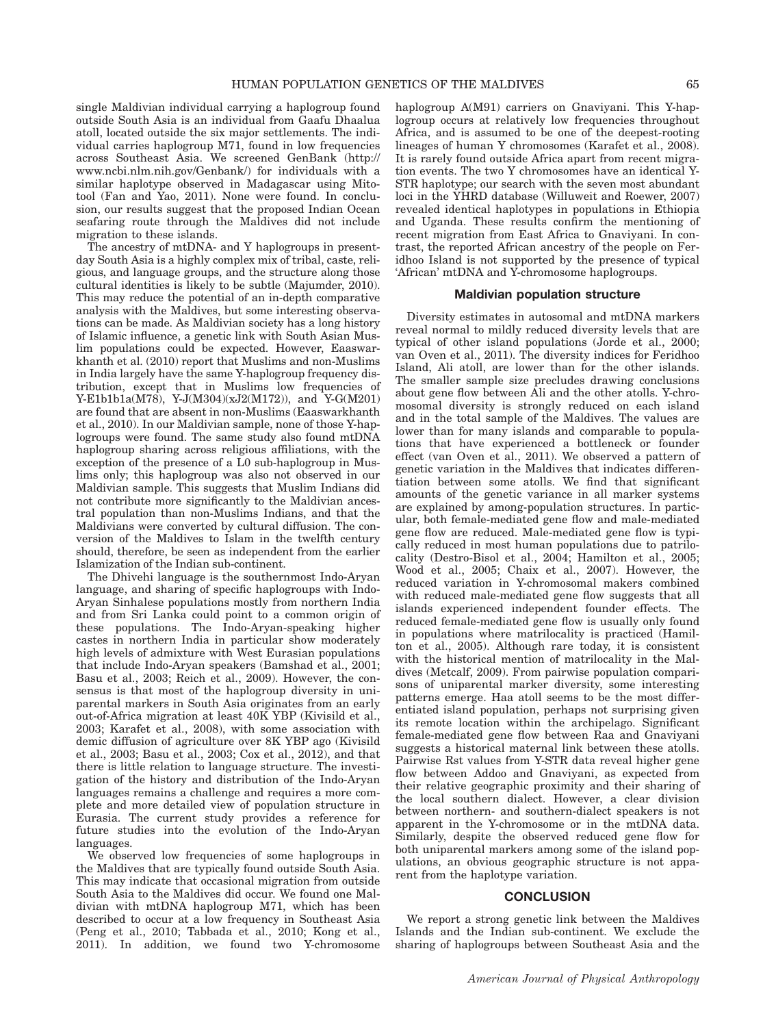single Maldivian individual carrying a haplogroup found outside South Asia is an individual from Gaafu Dhaalua atoll, located outside the six major settlements. The individual carries haplogroup M71, found in low frequencies across Southeast Asia. We screened GenBank (http://www.ncbi.nlm.nih.gov/Genbank/) for individuals with a similar haplotype observed in Madagascar using Mitotool (Fan and Yao, 2011). None were found. In conclusion, our results suggest that the proposed Indian Ocean seafaring route through the Maldives did not include migration to these islands.

The ancestry of mtDNA- and Y haplogroups in present-day South Asia is a highly complex mix of tribal, caste, religious, and language groups, and the structure along those cultural identities is likely to be subtle (Majumder, 2010). This may reduce the potential of an in-depth comparative analysis with the Maldives, but some interesting observations can be made. As Maldivian society has a long history of Islamic influence, a genetic link with South Asian Muslim populations could be expected. However, Eaaswarkhanth et al. (2010) report that Muslims and non-Muslims in India largely have the same Y-haplogroup frequency distribution, except that in Muslims low frequencies of Y-E1b1b1a(M78), Y-J(M304)(xJ2(M172)), and Y-G(M201) are found that are absent in non-Muslims (Eaaswarkhanth et al., 2010). In our Maldivian sample, none of those Y-haplogroups were found. The same study also found mtDNA haplogroup sharing across religious affiliations, with the exception of the presence of a L0 sub-haplogroup in Muslims only; this haplogroup was also not observed in our Maldivian sample. This suggests that Muslim Indians did not contribute more significantly to the Maldivian ancestral population than non-Muslims Indians, and that the Maldivians were converted by cultural diffusion. The conversion of the Maldives to Islam in the twelfth century should, therefore, be seen as independent from the earlier Islamization of the Indian sub-continent.

The Dhivehi language is the southernmost Indo-Aryan language, and sharing of specific haplogroups with Indo-Aryan Sinhalese populations mostly from northern India and from Sri Lanka could point to a common origin of these populations. The Indo-Aryan-speaking higher castes in northern India in particular show moderately high levels of admixture with West Eurasian populations that include Indo-Aryan speakers (Bamshad et al., 2001; Basu et al., 2003; Reich et al., 2009). However, the consensus is that most of the haplogroup diversity in uniparental markers in South Asia originates from an early out-of-Africa migration at least 40K YBP (Kivisild et al., 2003; Karafet et al., 2008), with some association with demic diffusion of agriculture over 8K YBP ago (Kivisild et al., 2003; Basu et al., 2003; Cox et al., 2012), and that there is little relation to language structure. The investigation of the history and distribution of the Indo-Aryan languages remains a challenge and requires a more complete and more detailed view of population structure in Eurasia. The current study provides a reference for future studies into the evolution of the Indo-Aryan languages.

We observed low frequencies of some haplogroups in the Maldives that are typically found outside South Asia. This may indicate that occasional migration from outside South Asia to the Maldives did occur. We found one Maldivian with mtDNA haplogroup M71, which has been described to occur at a low frequency in Southeast Asia (Peng et al., 2010; Tabbada et al., 2010; Kong et al., 2011). In addition, we found two Y-chromosome haplogroup A(M91) carriers on Gnaviyani. This Y-haplogroup occurs at relatively low frequencies throughout Africa, and is assumed to be one of the deepest-rooting lineages of human Y chromosomes (Karafet et al., 2008). It is rarely found outside Africa apart from recent migration events. The two Y chromosomes have an identical Y-STR haplotype; our search with the seven most abundant loci in the YHRD database (Willuweit and Roewer, 2007) revealed identical haplotypes in populations in Ethiopia and Uganda. These results confirm the mentioning of recent migration from East Africa to Gnaviyani. In contrast, the reported African ancestry of the people on Feridhoo Island is not supported by the presence of typical 'African' mtDNA and Y-chromosome haplogroups.

## Maldivian population structure

Diversity estimates in autosomal and mtDNA markers reveal normal to mildly reduced diversity levels that are typical of other island populations (Jorde et al., 2000; van Oven et al., 2011). The diversity indices for Feridhoo Island, Ali atoll, are lower than for the other islands. The smaller sample size precludes drawing conclusions about gene flow between Ali and the other atolls. Y-chromosomal diversity is strongly reduced on each island and in the total sample of the Maldives. The values are lower than for many islands and comparable to populations that have experienced a bottleneck or founder effect (van Oven et al., 2011). We observed a pattern of genetic variation in the Maldives that indicates differentiation between some atolls. We find that significant amounts of the genetic variance in all marker systems are explained by among-population structures. In particular, both female-mediated gene flow and male-mediated gene flow are reduced. Male-mediated gene flow is typically reduced in most human populations due to patrilocality (Destro-Bisol et al., 2004; Hamilton et al., 2005; Wood et al., 2005; Chaix et al., 2007). However, the reduced variation in Y-chromosomal makers combined with reduced male-mediated gene flow suggests that all islands experienced independent founder effects. The reduced female-mediated gene flow is usually only found in populations where matrilocality is practiced (Hamilton et al., 2005). Although rare today, it is consistent with the historical mention of matrilocality in the Maldives (Metcalf, 2009). From pairwise population comparisons of uniparental marker diversity, some interesting patterns emerge. Haa atoll seems to be the most differentiated island population, perhaps not surprising given its remote location within the archipelago. Significant female-mediated gene flow between Raa and Gnaviyani suggests a historical maternal link between these atolls. Pairwise Rst values from Y-STR data reveal higher gene flow between Addoo and Gnaviyani, as expected from their relative geographic proximity and their sharing of the local southern dialect. However, a clear division between northern- and southern-dialect speakers is not apparent in the Y-chromosome or in the mtDNA data. Similarly, despite the observed reduced gene flow for both uniparental markers among some of the island populations, an obvious geographic structure is not apparent from the haplotype variation.

## CONCLUSION

We report a strong genetic link between the Maldives Islands and the Indian sub-continent. We exclude the sharing of haplogroups between Southeast Asia and the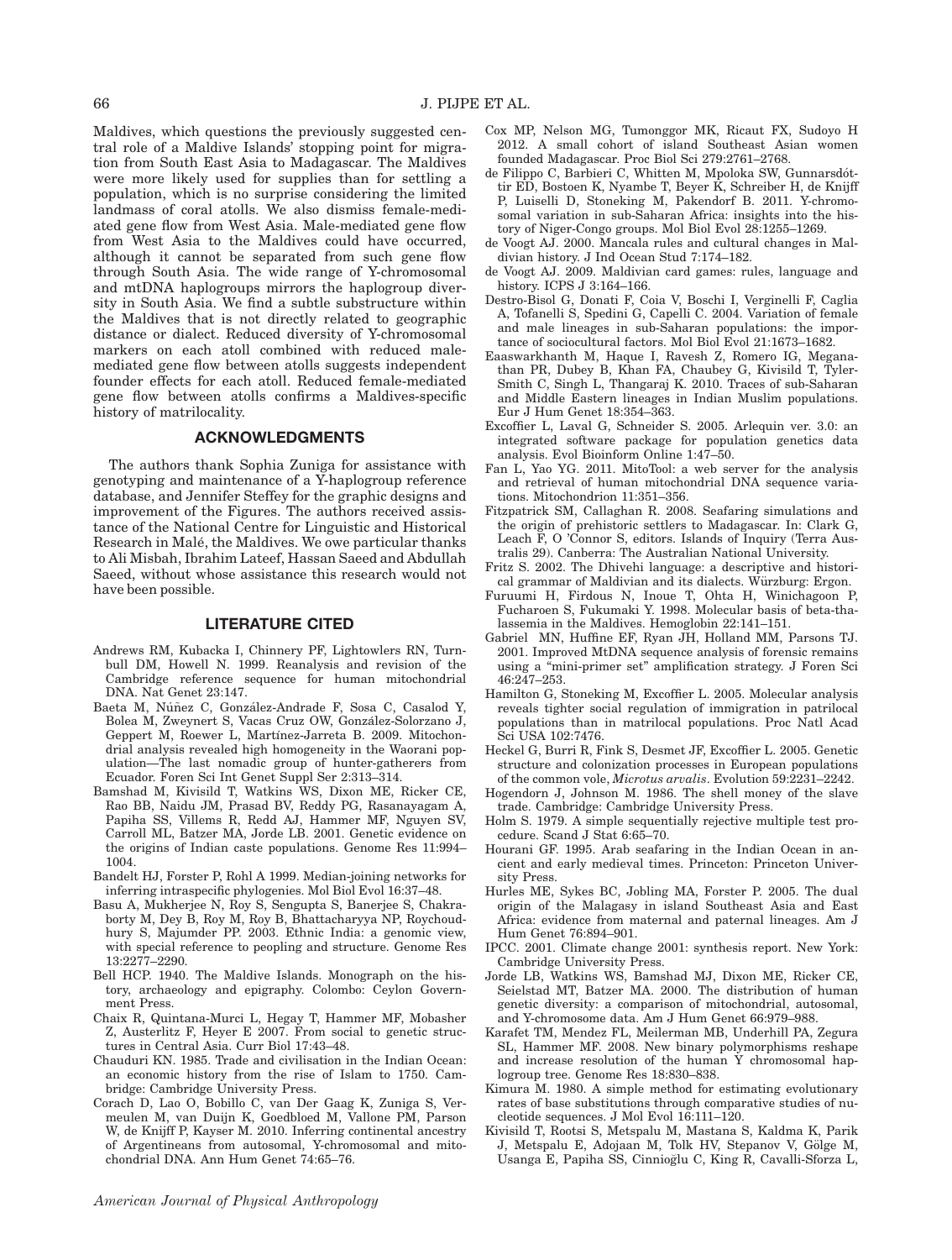Maldives, which questions the previously suggested central role of a Maldive Islands' stopping point for migration from South East Asia to Madagascar. The Maldives were more likely used for supplies than for settling a population, which is no surprise considering the limited landmass of coral atolls. We also dismiss female-mediated gene flow from West Asia. Male-mediated gene flow from West Asia to the Maldives could have occurred, although it cannot be separated from such gene flow through South Asia. The wide range of Y-chromosomal and mtDNA haplogroups mirrors the haplogroup diversity in South Asia. We find a subtle substructure within the Maldives that is not directly related to geographic distance or dialect. Reduced diversity of Y-chromosomal markers on each atoll combined with reduced male-mediated gene flow between atolls suggests independent founder effects for each atoll. Reduced female-mediated gene flow between atolls confirms a Maldives-specific history of matrilocality.

## ACKNOWLEDGMENTS

The authors thank Sophia Zuniga for assistance with genotyping and maintenance of a Y-haplogroup reference database, and Jennifer Steffey for the graphic designs and improvement of the Figures. The authors received assistance of the National Centre for Linguistic and Historical Research in Malé, the Maldives. We owe particular thanks to Ali Misbah, Ibrahim Lateef, Hassan Saeed and Abdullah Saeed, without whose assistance this research would not have been possible.

## LITERATURE CITED

Andrews RM, Kubacka I, Chinnery PF, Lightowlers RN, Turnbull DM, Howell N. 1999. Reanalysis and revision of the Cambridge reference sequence for human mitochondrial DNA. Nat Genet 23:147.

Baeta M, Núñez C, González-Andrade F, Sosa C, Casalod Y, Bolea M, Zweynert S, Vacas Cruz OW, González-Solorzano J, Geppert M, Roewer L, Martínez-Jarreta B. 2009. Mitochondrial analysis revealed high homogeneity in the Waorani population—The last nomadic group of hunter-gatherers from Ecuador. Foren Sci Int Genet Suppl Ser 2:313–314.

Bamshad M, Kivisild T, Watkins WS, Dixon ME, Ricker CE, Rao BB, Naidu JM, Prasad BV, Reddy PG, Rasanayagam A, Papiha SS, Villems R, Redd AJ, Hammer MF, Nguyen SV, Carroll ML, Batzer MA, Jorde LB. 2001. Genetic evidence on the origins of Indian caste populations. Genome Res 11:994–1004.

Bandelt HJ, Forster P, Rohl A 1999. Median-joining networks for inferring intraspecific phylogenies. Mol Biol Evol 16:37–48.

Basu A, Mukherjee N, Roy S, Sengupta S, Banerjee S, Chakraborty M, Dey B, Roy M, Roy B, Bhattacharyya NP, Roychoudhury S, Majumder PP. 2003. Ethnic India: a genomic view, with special reference to peopling and structure. Genome Res 13:2277–2290.

Bell HCP. 1940. The Maldive Islands. Monograph on the history, archaeology and epigraphy. Colombo: Ceylon Government Press.

Chaix R, Quintana-Murci L, Hegay T, Hammer MF, Mobasher Z, Austerlitz F, Heyer E 2007. From social to genetic structures in Central Asia. Curr Biol 17:43–48.

Chauduri KN. 1985. Trade and civilisation in the Indian Ocean: an economic history from the rise of Islam to 1750. Cambridge: Cambridge University Press.

Corach D, Lao O, Bobillo C, van Der Gaag K, Zuniga S, Vermeulen M, van Duijn K, Goedbloed M, Vallone PM, Parson W, de Knijff P, Kayser M. 2010. Inferring continental ancestry of Argentineans from autosomal, Y-chromosomal and mitochondrial DNA. Ann Hum Genet 74:65–76.

Cox MP, Nelson MG, Tumonggor MK, Ricaut FX, Sudoyo H 2012. A small cohort of island Southeast Asian women founded Madagascar. Proc Biol Sci 279:2761–2768.

de Filippo C, Barbieri C, Whitten M, Mpoloka SW, Gunnarsdóttir ED, Bostoen K, Nyambe T, Beyer K, Schreiber H, de Knijff P, Luiselli D, Stoneking M, Pakendorf B. 2011. Y-chromosomal variation in sub-Saharan Africa: insights into the history of Niger-Congo groups. Mol Biol Evol 28:1255–1269.

de Voogt AJ. 2000. Mancala rules and cultural changes in Maldivian history. J Ind Ocean Stud 7:174–182.

de Voogt AJ. 2009. Maldivian card games: rules, language and history. ICPS J 3:164–166.

Destro-Bisol G, Donati F, Coia V, Boschi I, Verginelli F, Caglia A, Tofanelli S, Spedini G, Capelli C. 2004. Variation of female and male lineages in sub-Saharan populations: the importance of sociocultural factors. Mol Biol Evol 21:1673–1682.

Eaaswarkhanth M, Haque I, Ravesh Z, Romero IG, Meganathan PR, Dubey B, Khan FA, Chaubey G, Kivisild T, Tyler-Smith C, Singh L, Thangaraj K. 2010. Traces of sub-Saharan and Middle Eastern lineages in Indian Muslim populations. Eur J Hum Genet 18:354–363.

Excoffier L, Laval G, Schneider S. 2005. Arlequin ver. 3.0: an integrated software package for population genetics data analysis. Evol Bioinform Online 1:47–50.

Fan L, Yao YG. 2011. MitoTool: a web server for the analysis and retrieval of human mitochondrial DNA sequence variations. Mitochondrion 11:351–356.

Fitzpatrick SM, Callaghan R. 2008. Seafaring simulations and the origin of prehistoric settlers to Madagascar. In: Clark G, Leach F, O 'Connor S, editors. Islands of Inquiry (Terra Australis 29). Canberra: The Australian National University.

Fritz S. 2002. The Dhivehi language: a descriptive and historical grammar of Maldivian and its dialects. Würzburg: Ergon.

Furuumi H, Firdous N, Inoue T, Ohta H, Winichagoon P, Fucharoen S, Fukumaki Y. 1998. Molecular basis of beta-thalassemia in the Maldives. Hemoglobin 22:141–151.

Gabriel MN, Huffine EF, Ryan JH, Holland MM, Parsons TJ. 2001. Improved MtDNA sequence analysis of forensic remains using a "mini-primer set" amplification strategy. J Foren Sci 46:247–253.

Hamilton G, Stoneking M, Excoffier L. 2005. Molecular analysis reveals tighter social regulation of immigration in patrilocal populations than in matrilocal populations. Proc Natl Acad Sci USA 102:7476.

Heckel G, Burri R, Fink S, Desmet JF, Excoffier L. 2005. Genetic structure and colonization processes in European populations of the common vole, *Microtus arvalis*. Evolution 59:2231–2242.

Hogendorn J, Johnson M. 1986. The shell money of the slave trade. Cambridge: Cambridge University Press.

Holm S. 1979. A simple sequentially rejective multiple test procedure. Scand J Stat 6:65–70.

Hourani GF. 1995. Arab seafaring in the Indian Ocean in ancient and early medieval times. Princeton: Princeton University Press.

Hurles ME, Sykes BC, Jobling MA, Forster P. 2005. The dual origin of the Malagasy in island Southeast Asia and East Africa: evidence from maternal and paternal lineages. Am J Hum Genet 76:894–901.

IPCC. 2001. Climate change 2001: synthesis report. New York: Cambridge University Press.

Jorde LB, Watkins WS, Bamshad MJ, Dixon ME, Ricker CE, Seielstad MT, Batzer MA. 2000. The distribution of human genetic diversity: a comparison of mitochondrial, autosomal, and Y-chromosome data. Am J Hum Genet 66:979–988.

Karafet TM, Mendez FL, Meilerman MB, Underhill PA, Zegura SL, Hammer MF. 2008. New binary polymorphisms reshape and increase resolution of the human Y chromosomal haplogroup tree. Genome Res 18:830–838.

Kimura M. 1980. A simple method for estimating evolutionary rates of base substitutions through comparative studies of nucleotide sequences. J Mol Evol 16:111–120.

Kivisild T, Rootsi S, Metspalu M, Mastana S, Kaldma K, Parik J, Metspalu E, Adojaan M, Tolk HV, Stepanov V, Gölge M, Usanga E, Papiha SS, Cinnioğlu C, King R, Cavalli-Sforza L,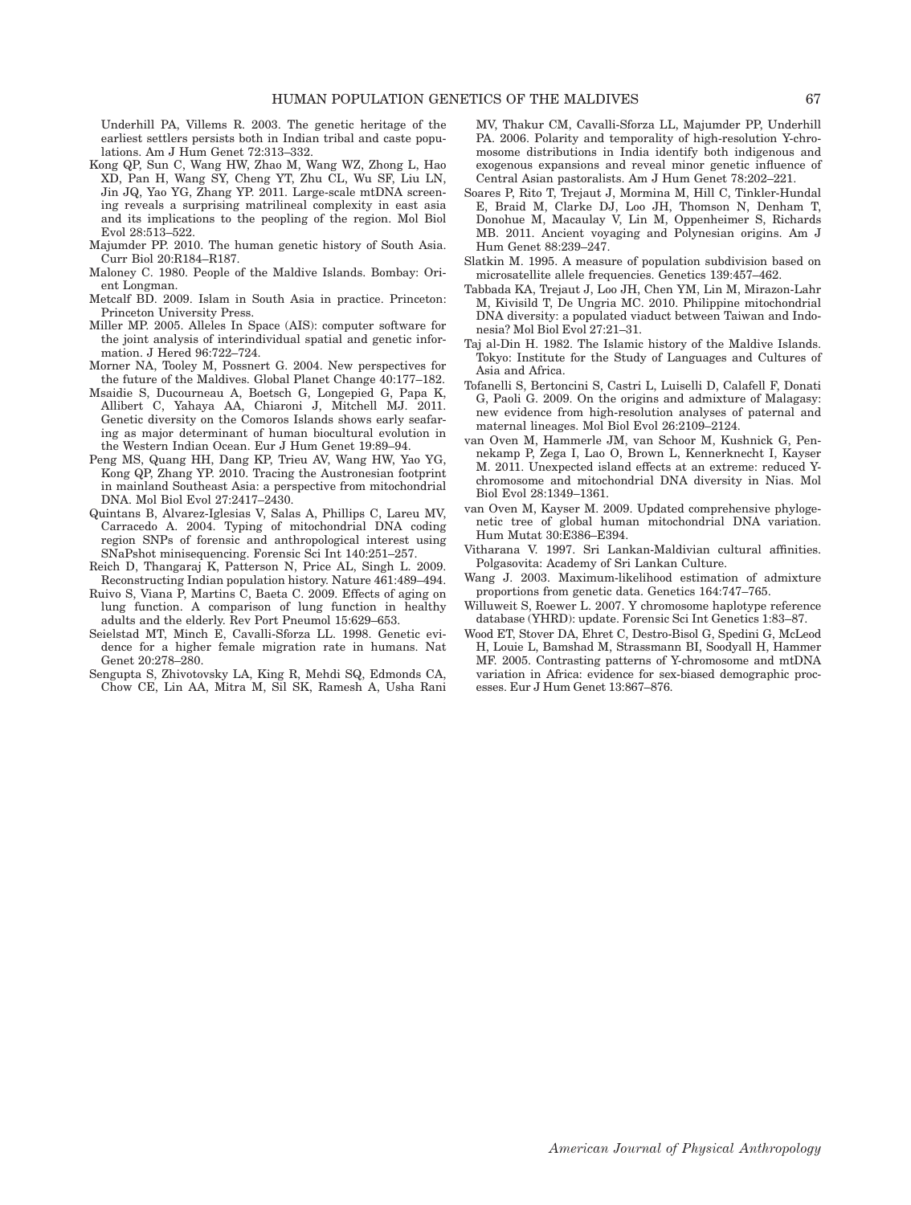Underhill PA, Villems R. 2003. The genetic heritage of the earliest settlers persists both in Indian tribal and caste populations. Am J Hum Genet 72:313–332.

Kong QP, Sun C, Wang HW, Zhao M, Wang WZ, Zhong L, Hao XD, Pan H, Wang SY, Cheng YT, Zhu CL, Wu SF, Liu LN, Jin JQ, Yao YG, Zhang YP. 2011. Large-scale mtDNA screening reveals a surprising matrilineal complexity in east asia and its implications to the peopling of the region. Mol Biol Evol 28:513–522.

Majumder PP. 2010. The human genetic history of South Asia. Curr Biol 20:R184–R187.

Maloney C. 1980. People of the Maldive Islands. Bombay: Orient Longman.

Metcalf BD. 2009. Islam in South Asia in practice. Princeton: Princeton University Press.

Miller MP. 2005. Alleles In Space (AIS): computer software for the joint analysis of interindividual spatial and genetic information. J Hered 96:722–724.

Morner NA, Tooley M, Possnert G. 2004. New perspectives for the future of the Maldives. Global Planet Change 40:177–182.

Msaidie S, Ducourneau A, Boetsch G, Longepied G, Papa K, Allibert C, Yahaya AA, Chiaroni J, Mitchell MJ. 2011. Genetic diversity on the Comoros Islands shows early seafaring as major determinant of human biocultural evolution in the Western Indian Ocean. Eur J Hum Genet 19:89–94.

Peng MS, Quang HH, Dang KP, Trieu AV, Wang HW, Yao YG, Kong QP, Zhang YP. 2010. Tracing the Austronesian footprint in mainland Southeast Asia: a perspective from mitochondrial DNA. Mol Biol Evol 27:2417–2430.

Quintans B, Alvarez-Iglesias V, Salas A, Phillips C, Lareu MV, Carracedo A. 2004. Typing of mitochondrial DNA coding region SNPs of forensic and anthropological interest using SNaPshot minisequencing. Forensic Sci Int 140:251–257.

Reich D, Thangaraj K, Patterson N, Price AL, Singh L. 2009. Reconstructing Indian population history. Nature 461:489–494.

Ruivo S, Viana P, Martins C, Baeta C. 2009. Effects of aging on lung function. A comparison of lung function in healthy adults and the elderly. Rev Port Pneumol 15:629–653.

Seielstad MT, Minch E, Cavalli-Sforza LL. 1998. Genetic evidence for a higher female migration rate in humans. Nat Genet 20:278–280.

Sengupta S, Zhivotovsky LA, King R, Mehdi SQ, Edmonds CA, Chow CE, Lin AA, Mitra M, Sil SK, Ramesh A, Usha Rani MV, Thakur CM, Cavalli-Sforza LL, Majumder PP, Underhill PA. 2006. Polarity and temporality of high-resolution Y-chromosome distributions in India identify both indigenous and exogenous expansions and reveal minor genetic influence of Central Asian pastoralists. Am J Hum Genet 78:202–221.

Soares P, Rito T, Trejaut J, Mormina M, Hill C, Tinkler-Hundal E, Braid M, Clarke DJ, Loo JH, Thomson N, Denham T, Donohue M, Macaulay V, Lin M, Oppenheimer S, Richards MB. 2011. Ancient voyaging and Polynesian origins. Am J Hum Genet 88:239–247.

Slatkin M. 1995. A measure of population subdivision based on microsatellite allele frequencies. Genetics 139:457–462.

Tabbada KA, Trejaut J, Loo JH, Chen YM, Lin M, Mirazon-Lahr M, Kivisild T, De Ungria MC. 2010. Philippine mitochondrial DNA diversity: a populated viaduct between Taiwan and Indonesia? Mol Biol Evol 27:21–31.

Taj al-Din H. 1982. The Islamic history of the Maldive Islands. Tokyo: Institute for the Study of Languages and Cultures of Asia and Africa.

Tofanelli S, Bertoncini S, Castri L, Luiselli D, Calafell F, Donati G, Paoli G. 2009. On the origins and admixture of Malagasy: new evidence from high-resolution analyses of paternal and maternal lineages. Mol Biol Evol 26:2109–2124.

van Oven M, Hammerle JM, van Schoor M, Kushnick G, Pennekamp P, Zega I, Lao O, Brown L, Kennerknecht I, Kayser M. 2011. Unexpected island effects at an extreme: reduced Y-chromosome and mitochondrial DNA diversity in Nias. Mol Biol Evol 28:1349–1361.

van Oven M, Kayser M. 2009. Updated comprehensive phylogenetic tree of global human mitochondrial DNA variation. Hum Mutat 30:E386–E394.

Vitharana V. 1997. Sri Lankan-Maldivian cultural affinities. Polgasovita: Academy of Sri Lankan Culture.

Wang J. 2003. Maximum-likelihood estimation of admixture proportions from genetic data. Genetics 164:747–765.

Willuweit S, Roewer L. 2007. Y chromosome haplotype reference database (YHRD): update. Forensic Sci Int Genetics 1:83–87.

Wood ET, Stover DA, Ehret C, Destro-Bisol G, Spedini G, McLeod H, Louie L, Bamshad M, Strassmann BI, Soodyall H, Hammer MF. 2005. Contrasting patterns of Y-chromosome and mtDNA variation in Africa: evidence for sex-biased demographic processes. Eur J Hum Genet 13:867–876.